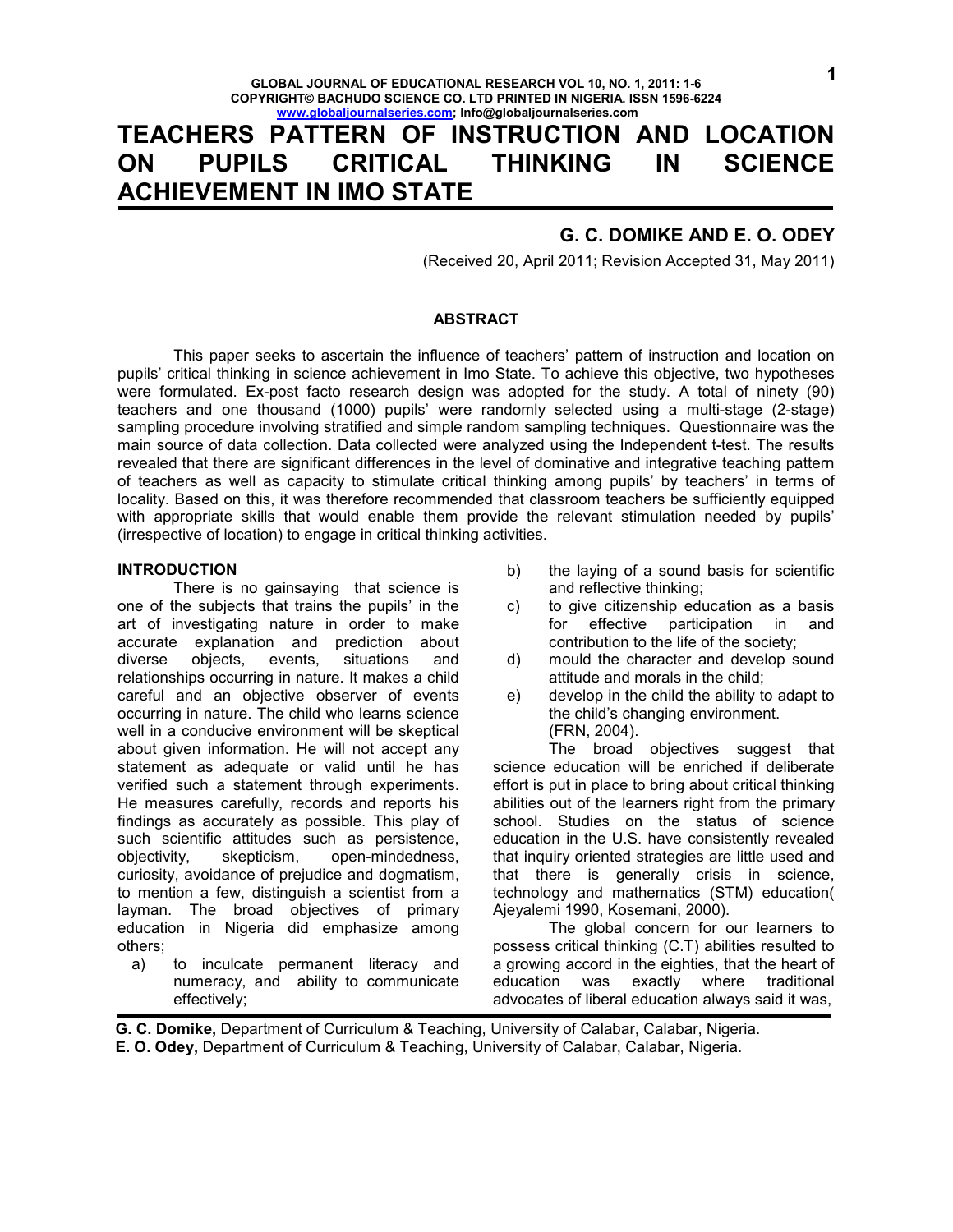# TEACHERS PATTERN OF INSTRUCTION AND LOCATION ON PUPILS CRITICAL THINKING IN SCIENCE ACHIEVEMENT IN IMO STATE

**G. C. DOMIKE AND E. O. ODEY**

(Received 20, April 2011; Revision Accepted 31, May 2011)

## ABSTRACT

This paper seeks to ascertain the influence of teachers' pattern of instruction and location on pupils' critical thinking in science achievement in Imo State. To achieve this objective, two hypotheses were formulated. Ex-post facto research design was adopted for the study. A total of ninety (90) teachers and one thousand (1000) pupils' were randomly selected using a multi-stage (2-stage) sampling procedure involving stratified and simple random sampling techniques. Questionnaire was the main source of data collection. Data collected were analyzed using the Independent t-test. The results revealed that there are significant differences in the level of dominative and integrative teaching pattern of teachers as well as capacity to stimulate critical thinking among pupils' by teachers' in terms of locality. Based on this, it was therefore recommended that classroom teachers be sufficiently equipped with appropriate skills that would enable them provide the relevant stimulation needed by pupils' (irrespective of location) to engage in critical thinking activities.

## INTRODUCTION

There is no gainsaying that science is one of the subjects that trains the pupils' in the art of investigating nature in order to make accurate explanation and prediction about diverse objects, events, situations and relationships occurring in nature. It makes a child careful and an objective observer of events occurring in nature. The child who learns science well in a conducive environment will be skeptical about given information. He will not accept any statement as adequate or valid until he has verified such a statement through experiments. He measures carefully, records and reports his findings as accurately as possible. This play of such scientific attitudes such as persistence, objectivity, skepticism, open-mindedness, curiosity, avoidance of prejudice and dogmatism, to mention a few, distinguish a scientist from a layman. The broad objectives of primary education in Nigeria did emphasize among others;

a) to inculcate permanent literacy and numeracy, and ability to communicate effectively;
b) the laying of a sound basis for scientific and reflective thinking;
c) to give citizenship education as a basis for effective participation in and contribution to the life of the society;
d) mould the character and develop sound attitude and morals in the child;
e) develop in the child the ability to adapt to the child's changing environment. (FRN, 2004).

The broad objectives suggest that science education will be enriched if deliberate effort is put in place to bring about critical thinking abilities out of the learners right from the primary school. Studies on the status of science education in the U.S. have consistently revealed that inquiry oriented strategies are little used and that there is generally crisis in science, technology and mathematics (STM) education( Ajeyalemi 1990, Kosemani, 2000).

The global concern for our learners to possess critical thinking (C.T) abilities resulted to a growing accord in the eighties, that the heart of education was exactly where traditional advocates of liberal education always said it was,

**G. C. Domike,** Department of Curriculum & Teaching, University of Calabar, Calabar, Nigeria.
**E. O. Odey,** Department of Curriculum & Teaching, University of Calabar, Calabar, Nigeria.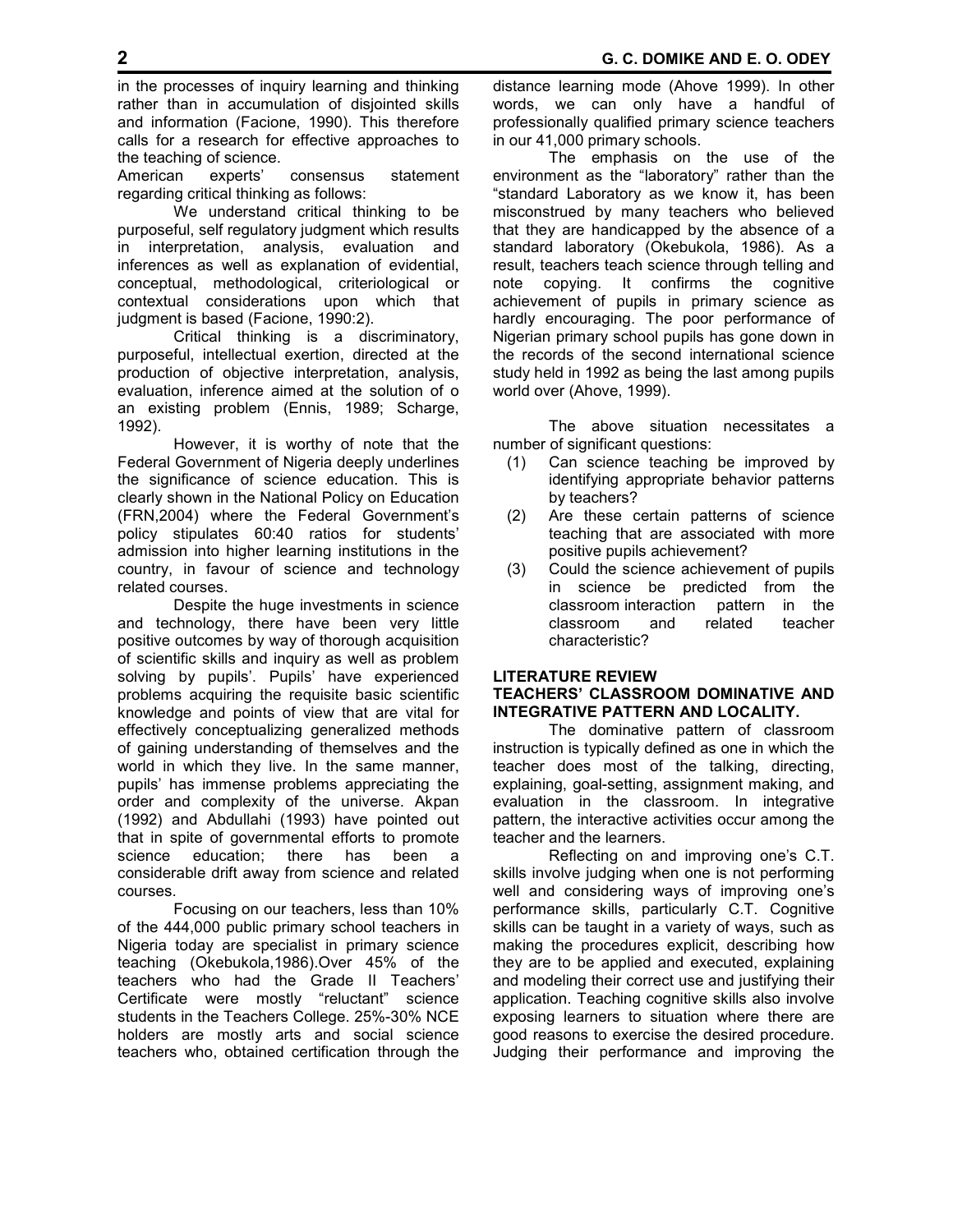in the processes of inquiry learning and thinking rather than in accumulation of disjointed skills and information (Facione, 1990). This therefore calls for a research for effective approaches to the teaching of science.

American experts' consensus statement regarding critical thinking as follows:

We understand critical thinking to be purposeful, self regulatory judgment which results in interpretation, analysis, evaluation and inferences as well as explanation of evidential, conceptual, methodological, criteriological or contextual considerations upon which that judgment is based (Facione, 1990:2).

Critical thinking is a discriminatory, purposeful, intellectual exertion, directed at the production of objective interpretation, analysis, evaluation, inference aimed at the solution of o an existing problem (Ennis, 1989; Scharge, 1992).

However, it is worthy of note that the Federal Government of Nigeria deeply underlines the significance of science education. This is clearly shown in the National Policy on Education (FRN,2004) where the Federal Government's policy stipulates 60:40 ratios for students' admission into higher learning institutions in the country, in favour of science and technology related courses.

Despite the huge investments in science and technology, there have been very little positive outcomes by way of thorough acquisition of scientific skills and inquiry as well as problem solving by pupils'. Pupils' have experienced problems acquiring the requisite basic scientific knowledge and points of view that are vital for effectively conceptualizing generalized methods of gaining understanding of themselves and the world in which they live. In the same manner, pupils' has immense problems appreciating the order and complexity of the universe. Akpan (1992) and Abdullahi (1993) have pointed out that in spite of governmental efforts to promote science education; there has been a considerable drift away from science and related courses.

Focusing on our teachers, less than 10% of the 444,000 public primary school teachers in Nigeria today are specialist in primary science teaching (Okebukola,1986).Over 45% of the teachers who had the Grade II Teachers' Certificate were mostly "reluctant" science students in the Teachers College. 25%-30% NCE holders are mostly arts and social science teachers who, obtained certification through the distance learning mode (Ahove 1999). In other words, we can only have a handful of professionally qualified primary science teachers in our 41,000 primary schools.

The emphasis on the use of the environment as the "laboratory" rather than the "standard Laboratory as we know it, has been misconstrued by many teachers who believed that they are handicapped by the absence of a standard laboratory (Okebukola, 1986). As a result, teachers teach science through telling and note copying. It confirms the cognitive achievement of pupils in primary science as hardly encouraging. The poor performance of Nigerian primary school pupils has gone down in the records of the second international science study held in 1992 as being the last among pupils world over (Ahove, 1999).

The above situation necessitates a number of significant questions:

(1) Can science teaching be improved by identifying appropriate behavior patterns by teachers?
(2) Are these certain patterns of science teaching that are associated with more positive pupils achievement?
(3) Could the science achievement of pupils in science be predicted from the classroom interaction pattern in the classroom and related teacher characteristic?

## LITERATURE REVIEW

### TEACHERS' CLASSROOM DOMINATIVE AND INTEGRATIVE PATTERN AND LOCALITY.

The dominative pattern of classroom instruction is typically defined as one in which the teacher does most of the talking, directing, explaining, goal-setting, assignment making, and evaluation in the classroom. In integrative pattern, the interactive activities occur among the teacher and the learners.

Reflecting on and improving one's C.T. skills involve judging when one is not performing well and considering ways of improving one's performance skills, particularly C.T. Cognitive skills can be taught in a variety of ways, such as making the procedures explicit, describing how they are to be applied and executed, explaining and modeling their correct use and justifying their application. Teaching cognitive skills also involve exposing learners to situation where there are good reasons to exercise the desired procedure. Judging their performance and improving the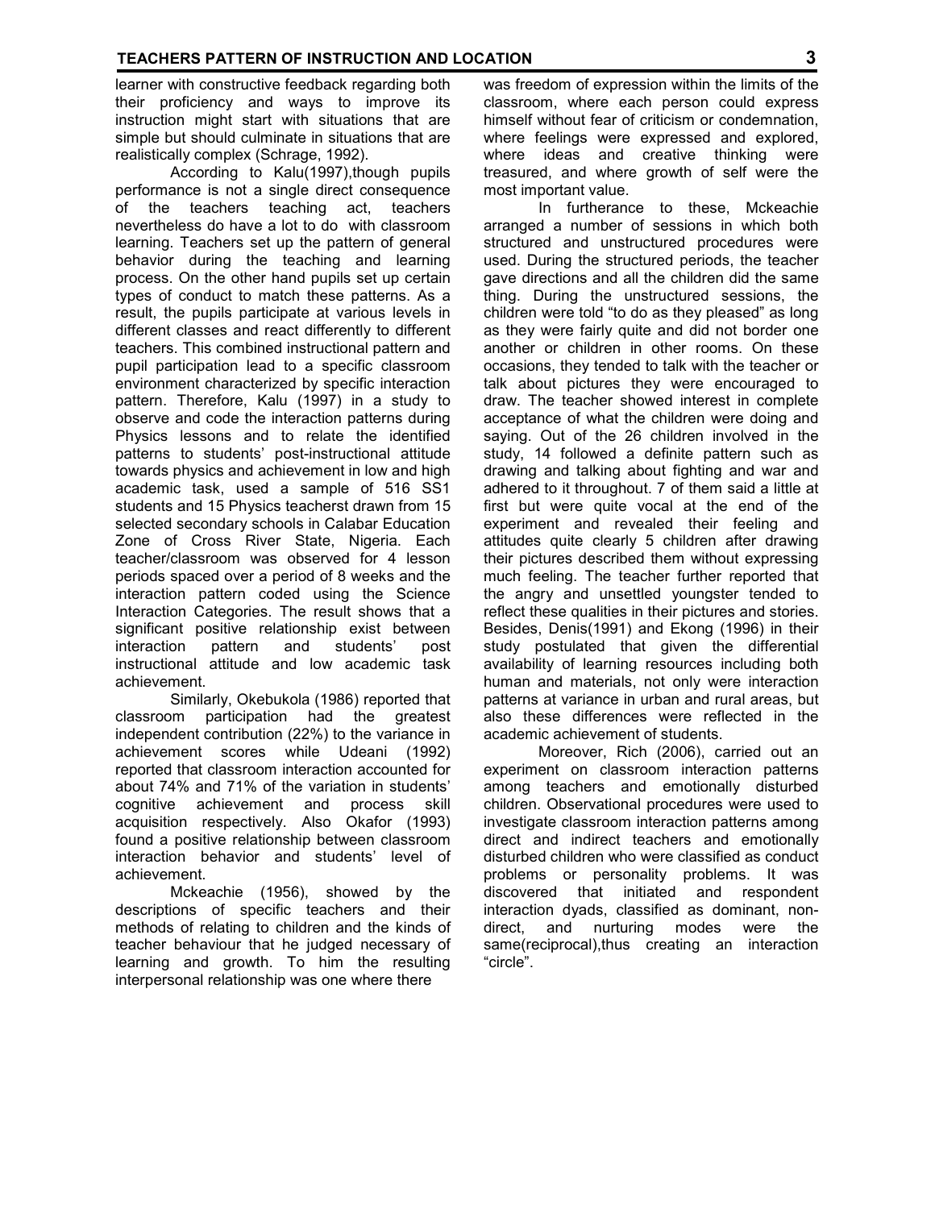learner with constructive feedback regarding both their proficiency and ways to improve its instruction might start with situations that are simple but should culminate in situations that are realistically complex (Schrage, 1992).

According to Kalu(1997),though pupils performance is not a single direct consequence of the teachers teaching act, teachers nevertheless do have a lot to do with classroom learning. Teachers set up the pattern of general behavior during the teaching and learning process. On the other hand pupils set up certain types of conduct to match these patterns. As a result, the pupils participate at various levels in different classes and react differently to different teachers. This combined instructional pattern and pupil participation lead to a specific classroom environment characterized by specific interaction pattern. Therefore, Kalu (1997) in a study to observe and code the interaction patterns during Physics lessons and to relate the identified patterns to students' post-instructional attitude towards physics and achievement in low and high academic task, used a sample of 516 SS1 students and 15 Physics teacherst drawn from 15 selected secondary schools in Calabar Education Zone of Cross River State, Nigeria. Each teacher/classroom was observed for 4 lesson periods spaced over a period of 8 weeks and the interaction pattern coded using the Science Interaction Categories. The result shows that a significant positive relationship exist between interaction pattern and students' post instructional attitude and low academic task achievement.

Similarly, Okebukola (1986) reported that classroom participation had the greatest independent contribution (22%) to the variance in achievement scores while Udeani (1992) reported that classroom interaction accounted for about 74% and 71% of the variation in students' cognitive achievement and process skill acquisition respectively. Also Okafor (1993) found a positive relationship between classroom interaction behavior and students' level of achievement.

Mckeachie (1956), showed by the descriptions of specific teachers and their methods of relating to children and the kinds of teacher behaviour that he judged necessary of learning and growth. To him the resulting interpersonal relationship was one where there was freedom of expression within the limits of the classroom, where each person could express himself without fear of criticism or condemnation, where feelings were expressed and explored, where ideas and creative thinking were treasured, and where growth of self were the most important value.

In furtherance to these, Mckeachie arranged a number of sessions in which both structured and unstructured procedures were used. During the structured periods, the teacher gave directions and all the children did the same thing. During the unstructured sessions, the children were told "to do as they pleased" as long as they were fairly quite and did not border one another or children in other rooms. On these occasions, they tended to talk with the teacher or talk about pictures they were encouraged to draw. The teacher showed interest in complete acceptance of what the children were doing and saying. Out of the 26 children involved in the study, 14 followed a definite pattern such as drawing and talking about fighting and war and adhered to it throughout. 7 of them said a little at first but were quite vocal at the end of the experiment and revealed their feeling and attitudes quite clearly 5 children after drawing their pictures described them without expressing much feeling. The teacher further reported that the angry and unsettled youngster tended to reflect these qualities in their pictures and stories. Besides, Denis(1991) and Ekong (1996) in their study postulated that given the differential availability of learning resources including both human and materials, not only were interaction patterns at variance in urban and rural areas, but also these differences were reflected in the academic achievement of students.

Moreover, Rich (2006), carried out an experiment on classroom interaction patterns among teachers and emotionally disturbed children. Observational procedures were used to investigate classroom interaction patterns among direct and indirect teachers and emotionally disturbed children who were classified as conduct problems or personality problems. It was discovered that initiated and respondent interaction dyads, classified as dominant, non-direct, and nurturing modes were the same(reciprocal),thus creating an interaction "circle".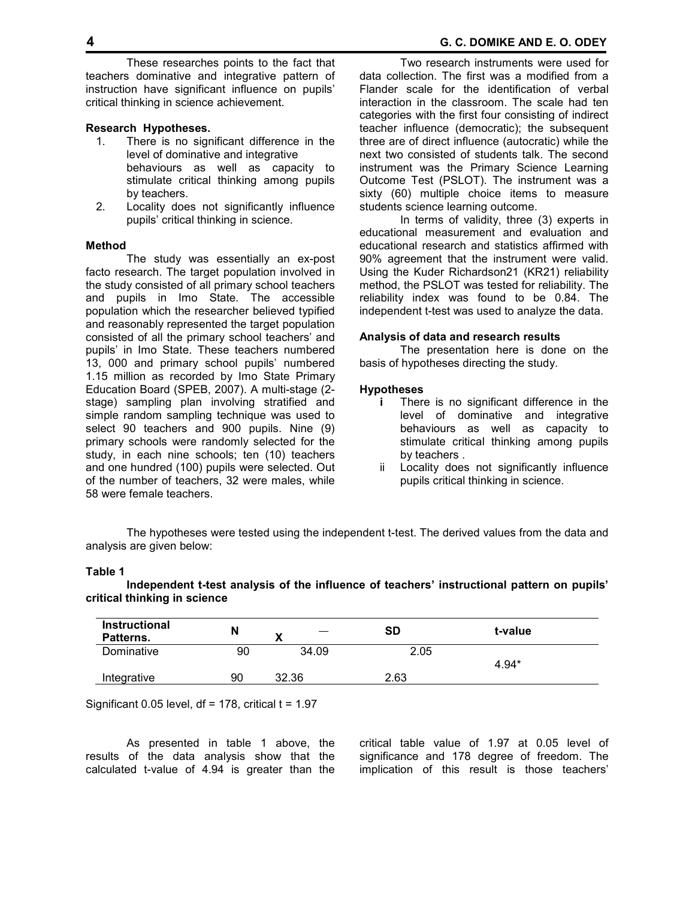These researches points to the fact that teachers dominative and integrative pattern of instruction have significant influence on pupils' critical thinking in science achievement.

**Research Hypotheses.**

1. There is no significant difference in the level of dominative and integrative behaviours as well as capacity to stimulate critical thinking among pupils by teachers.
2. Locality does not significantly influence pupils' critical thinking in science.

**Method**

The study was essentially an ex-post facto research. The target population involved in the study consisted of all primary school teachers and pupils in Imo State. The accessible population which the researcher believed typified and reasonably represented the target population consisted of all the primary school teachers' and pupils' in Imo State. These teachers numbered 13, 000 and primary school pupils' numbered 1.15 million as recorded by Imo State Primary Education Board (SPEB, 2007). A multi-stage (2-stage) sampling plan involving stratified and simple random sampling technique was used to select 90 teachers and 900 pupils. Nine (9) primary schools were randomly selected for the study, in each nine schools; ten (10) teachers and one hundred (100) pupils were selected. Out of the number of teachers, 32 were males, while 58 were female teachers.

Two research instruments were used for data collection. The first was a modified from a Flander scale for the identification of verbal interaction in the classroom. The scale had ten categories with the first four consisting of indirect teacher influence (democratic); the subsequent three are of direct influence (autocratic) while the next two consisted of students talk. The second instrument was the Primary Science Learning Outcome Test (PSLOT). The instrument was a sixty (60) multiple choice items to measure students science learning outcome.

In terms of validity, three (3) experts in educational measurement and evaluation and educational research and statistics affirmed with 90% agreement that the instrument were valid. Using the Kuder Richardson21 (KR21) reliability method, the PSLOT was tested for reliability. The reliability index was found to be 0.84. The independent t-test was used to analyze the data.

**Analysis of data and research results**

The presentation here is done on the basis of hypotheses directing the study.

**Hypotheses**

i. There is no significant difference in the level of dominative and integrative behaviours as well as capacity to stimulate critical thinking among pupils by teachers .

ii. Locality does not significantly influence pupils critical thinking in science.

The hypotheses were tested using the independent t-test. The derived values from the data and analysis are given below:

**Table 1**

**Independent t-test analysis of the influence of teachers' instructional pattern on pupils' critical thinking in science**

| Instructional Patterns. | N | $\bar{X}$ | SD | t-value |
|---|---|---|---|---|
| Dominative | 90 | 34.09 | 2.05 | 4.94* |
| Integrative | 90 | 32.36 | 2.63 | |

Significant 0.05 level, df = 178, critical t = 1.97

As presented in table 1 above, the results of the data analysis show that the calculated t-value of 4.94 is greater than the critical table value of 1.97 at 0.05 level of significance and 178 degree of freedom. The implication of this result is those teachers'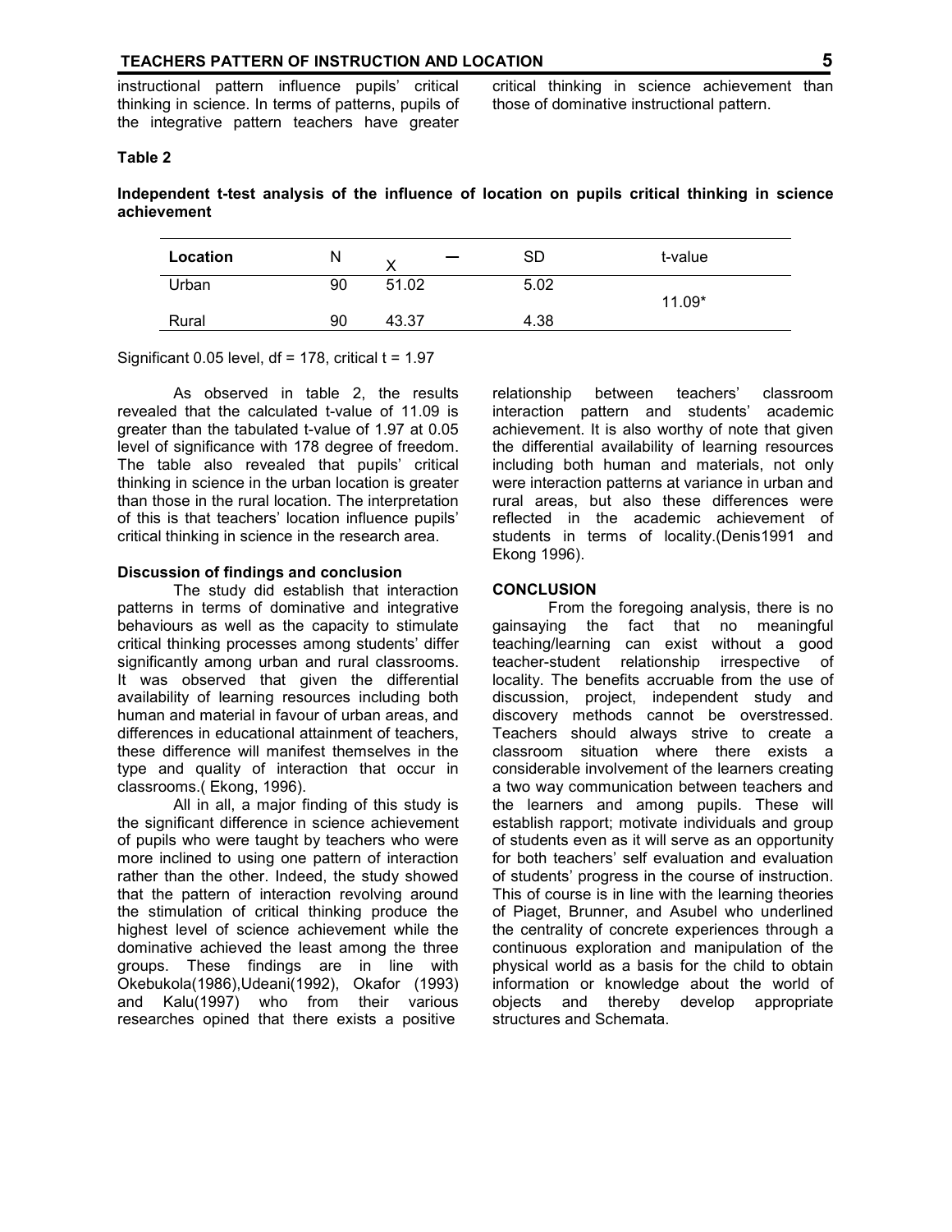instructional pattern influence pupils' critical thinking in science. In terms of patterns, pupils of the integrative pattern teachers have greater critical thinking in science achievement than those of dominative instructional pattern.

**Table 2**

**Independent t-test analysis of the influence of location on pupils critical thinking in science achievement**

| Location | N | $\bar{X}$ | SD | t-value |
|---|---|---|---|---|
| Urban | 90 | 51.02 | 5.02 | 11.09* |
| Rural | 90 | 43.37 | 4.38 | |

Significant 0.05 level, df = 178, critical t = 1.97

As observed in table 2, the results revealed that the calculated t-value of 11.09 is greater than the tabulated t-value of 1.97 at 0.05 level of significance with 178 degree of freedom. The table also revealed that pupils' critical thinking in science in the urban location is greater than those in the rural location. The interpretation of this is that teachers' location influence pupils' critical thinking in science in the research area.

### Discussion of findings and conclusion

The study did establish that interaction patterns in terms of dominative and integrative behaviours as well as the capacity to stimulate critical thinking processes among students' differ significantly among urban and rural classrooms. It was observed that given the differential availability of learning resources including both human and material in favour of urban areas, and differences in educational attainment of teachers, these difference will manifest themselves in the type and quality of interaction that occur in classrooms.( Ekong, 1996).

All in all, a major finding of this study is the significant difference in science achievement of pupils who were taught by teachers who were more inclined to using one pattern of interaction rather than the other. Indeed, the study showed that the pattern of interaction revolving around the stimulation of critical thinking produce the highest level of science achievement while the dominative achieved the least among the three groups. These findings are in line with Okebukola(1986),Udeani(1992), Okafor (1993) and Kalu(1997) who from their various researches opined that there exists a positive relationship between teachers' classroom interaction pattern and students' academic achievement. It is also worthy of note that given the differential availability of learning resources including both human and materials, not only were interaction patterns at variance in urban and rural areas, but also these differences were reflected in the academic achievement of students in terms of locality.(Denis1991 and Ekong 1996).

### CONCLUSION

From the foregoing analysis, there is no gainsaying the fact that no meaningful teaching/learning can exist without a good teacher-student relationship irrespective of locality. The benefits accruable from the use of discussion, project, independent study and discovery methods cannot be overstressed. Teachers should always strive to create a classroom situation where there exists a considerable involvement of the learners creating a two way communication between teachers and the learners and among pupils. These will establish rapport; motivate individuals and group of students even as it will serve as an opportunity for both teachers' self evaluation and evaluation of students' progress in the course of instruction. This of course is in line with the learning theories of Piaget, Brunner, and Asubel who underlined the centrality of concrete experiences through a continuous exploration and manipulation of the physical world as a basis for the child to obtain information or knowledge about the world of objects and thereby develop appropriate structures and Schemata.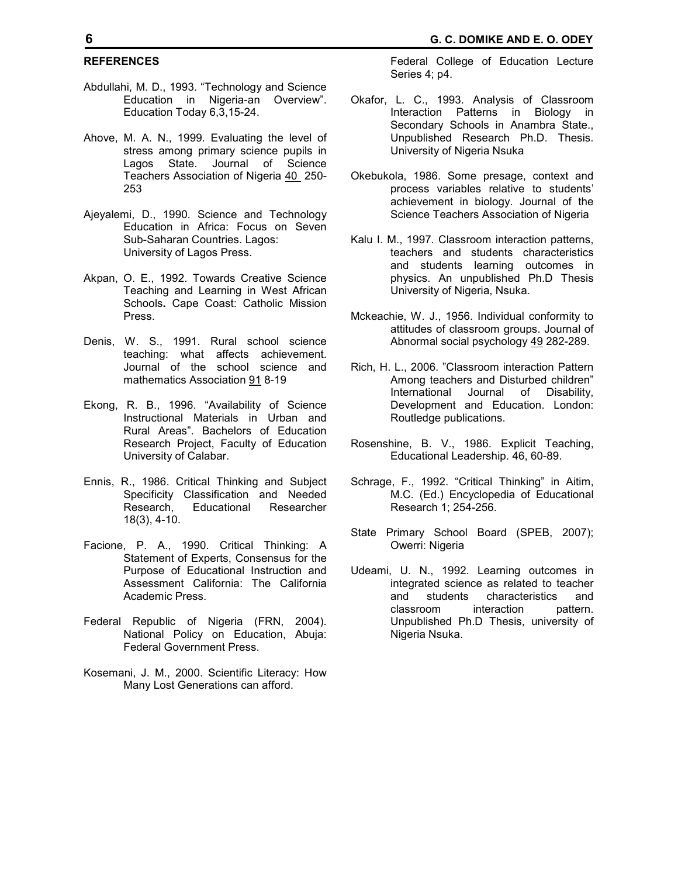## REFERENCES

Abdullahi, M. D., 1993. "Technology and Science Education in Nigeria-an Overview". Education Today 6,3,15-24.

Ahove, M. A. N., 1999. Evaluating the level of stress among primary science pupils in Lagos State. Journal of Science Teachers Association of Nigeria 40 250-253

Ajeyalemi, D., 1990. Science and Technology Education in Africa: Focus on Seven Sub-Saharan Countries. Lagos: University of Lagos Press.

Akpan, O. E., 1992. Towards Creative Science Teaching and Learning in West African Schools**.** Cape Coast: Catholic Mission Press.

Denis, W. S., 1991. Rural school science teaching: what affects achievement. Journal of the school science and mathematics Association 91 8-19

Ekong, R. B., 1996. "Availability of Science Instructional Materials in Urban and Rural Areas". Bachelors of Education Research Project, Faculty of Education University of Calabar.

Ennis, R., 1986. Critical Thinking and Subject Specificity Classification and Needed Research, Educational Researcher 18(3), 4-10.

Facione, P. A., 1990. Critical Thinking: A Statement of Experts, Consensus for the Purpose of Educational Instruction and Assessment California: The California Academic Press.

Federal Republic of Nigeria (FRN, 2004). National Policy on Education, Abuja: Federal Government Press.

Kosemani, J. M., 2000. Scientific Literacy: How Many Lost Generations can afford. Federal College of Education Lecture Series 4; p4.

Okafor, L. C., 1993. Analysis of Classroom Interaction Patterns in Biology in Secondary Schools in Anambra State., Unpublished Research Ph.D. Thesis. University of Nigeria Nsuka

Okebukola, 1986. Some presage, context and process variables relative to students' achievement in biology. Journal of the Science Teachers Association of Nigeria

Kalu I. M., 1997. Classroom interaction patterns, teachers and students characteristics and students learning outcomes in physics. An unpublished Ph.D Thesis University of Nigeria, Nsuka.

Mckeachie, W. J., 1956. Individual conformity to attitudes of classroom groups. Journal of Abnormal social psychology 49 282-289.

Rich, H. L., 2006. "Classroom interaction Pattern Among teachers and Disturbed children" International Journal of Disability, Development and Education. London: Routledge publications.

Rosenshine, B. V., 1986. Explicit Teaching, Educational Leadership. 46, 60-89.

Schrage, F., 1992. "Critical Thinking" in Aitim, M.C. (Ed.) Encyclopedia of Educational Research 1; 254-256.

State Primary School Board (SPEB, 2007); Owerri: Nigeria

Udeami, U. N., 1992. Learning outcomes in integrated science as related to teacher and students characteristics and classroom interaction pattern. Unpublished Ph.D Thesis, university of Nigeria Nsuka.